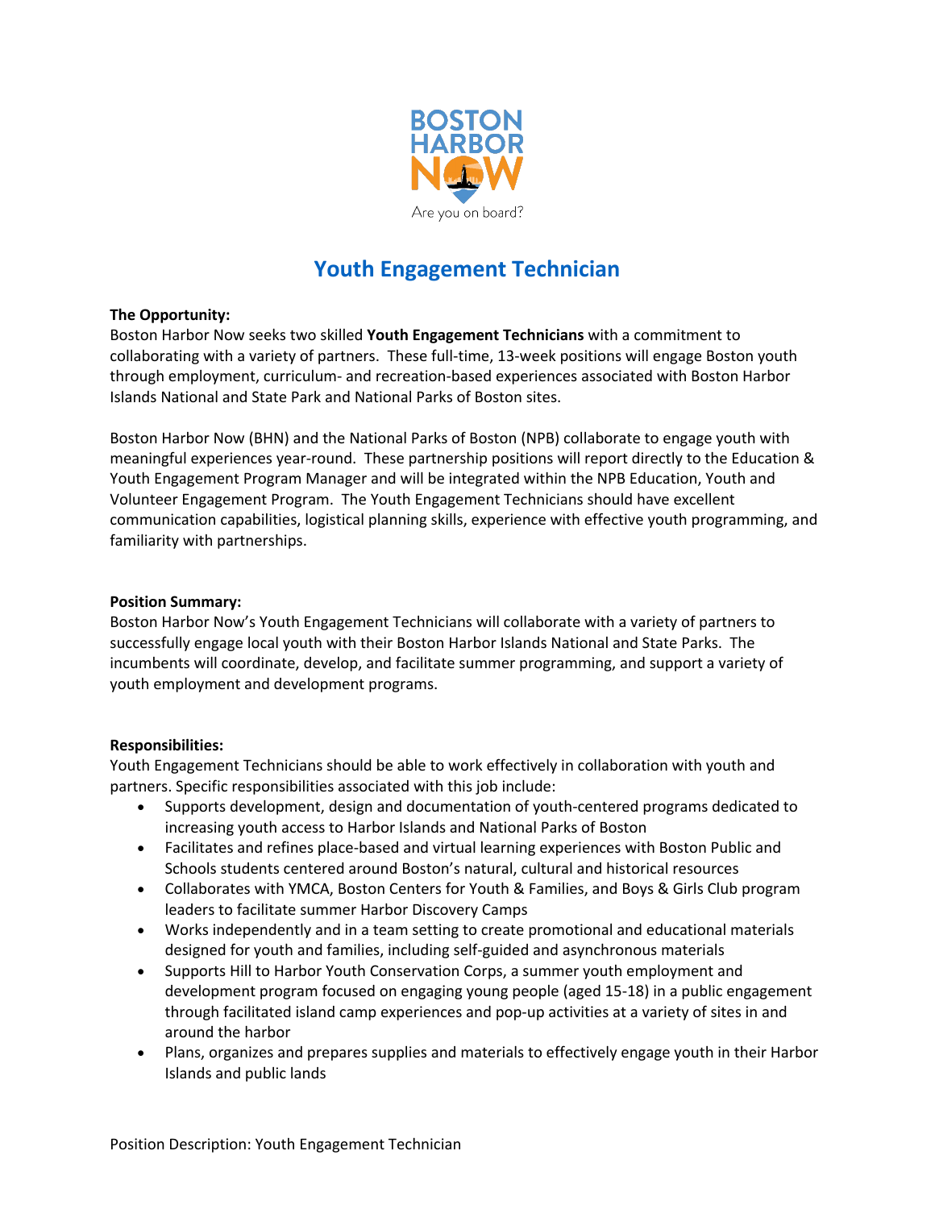# Youth Engagement Technician

**The Opportunity:**
Boston Harbor Now seeks two skilled **Youth Engagement Technicians** with a commitment to collaborating with a variety of partners. These full-time, 13-week positions will engage Boston youth through employment, curriculum- and recreation-based experiences associated with Boston Harbor Islands National and State Park and National Parks of Boston sites.

Boston Harbor Now (BHN) and the National Parks of Boston (NPB) collaborate to engage youth with meaningful experiences year-round. These partnership positions will report directly to the Education & Youth Engagement Program Manager and will be integrated within the NPB Education, Youth and Volunteer Engagement Program. The Youth Engagement Technicians should have excellent communication capabilities, logistical planning skills, experience with effective youth programming, and familiarity with partnerships.

**Position Summary:**
Boston Harbor Now's Youth Engagement Technicians will collaborate with a variety of partners to successfully engage local youth with their Boston Harbor Islands National and State Parks. The incumbents will coordinate, develop, and facilitate summer programming, and support a variety of youth employment and development programs.

**Responsibilities:**
Youth Engagement Technicians should be able to work effectively in collaboration with youth and partners. Specific responsibilities associated with this job include:

- Supports development, design and documentation of youth-centered programs dedicated to increasing youth access to Harbor Islands and National Parks of Boston
- Facilitates and refines place-based and virtual learning experiences with Boston Public and Schools students centered around Boston's natural, cultural and historical resources
- Collaborates with YMCA, Boston Centers for Youth & Families, and Boys & Girls Club program leaders to facilitate summer Harbor Discovery Camps
- Works independently and in a team setting to create promotional and educational materials designed for youth and families, including self-guided and asynchronous materials
- Supports Hill to Harbor Youth Conservation Corps, a summer youth employment and development program focused on engaging young people (aged 15-18) in a public engagement through facilitated island camp experiences and pop-up activities at a variety of sites in and around the harbor
- Plans, organizes and prepares supplies and materials to effectively engage youth in their Harbor Islands and public lands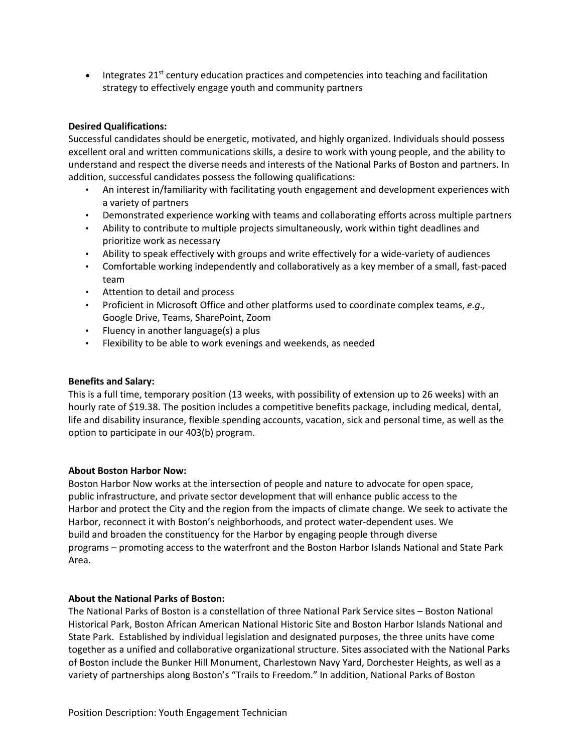- Integrates 21st century education practices and competencies into teaching and facilitation strategy to effectively engage youth and community partners

**Desired Qualifications:**

Successful candidates should be energetic, motivated, and highly organized. Individuals should possess excellent oral and written communications skills, a desire to work with young people, and the ability to understand and respect the diverse needs and interests of the National Parks of Boston and partners. In addition, successful candidates possess the following qualifications:

- An interest in/familiarity with facilitating youth engagement and development experiences with a variety of partners
- Demonstrated experience working with teams and collaborating efforts across multiple partners
- Ability to contribute to multiple projects simultaneously, work within tight deadlines and prioritize work as necessary
- Ability to speak effectively with groups and write effectively for a wide-variety of audiences
- Comfortable working independently and collaboratively as a key member of a small, fast-paced team
- Attention to detail and process
- Proficient in Microsoft Office and other platforms used to coordinate complex teams, *e.g.,* Google Drive, Teams, SharePoint, Zoom
- Fluency in another language(s) a plus
- Flexibility to be able to work evenings and weekends, as needed

**Benefits and Salary:**

This is a full time, temporary position (13 weeks, with possibility of extension up to 26 weeks) with an hourly rate of $19.38. The position includes a competitive benefits package, including medical, dental, life and disability insurance, flexible spending accounts, vacation, sick and personal time, as well as the option to participate in our 403(b) program.

**About Boston Harbor Now:**

Boston Harbor Now works at the intersection of people and nature to advocate for open space, public infrastructure, and private sector development that will enhance public access to the Harbor and protect the City and the region from the impacts of climate change. We seek to activate the Harbor, reconnect it with Boston's neighborhoods, and protect water-dependent uses. We build and broaden the constituency for the Harbor by engaging people through diverse programs – promoting access to the waterfront and the Boston Harbor Islands National and State Park Area.

**About the National Parks of Boston:**

The National Parks of Boston is a constellation of three National Park Service sites – Boston National Historical Park, Boston African American National Historic Site and Boston Harbor Islands National and State Park. Established by individual legislation and designated purposes, the three units have come together as a unified and collaborative organizational structure. Sites associated with the National Parks of Boston include the Bunker Hill Monument, Charlestown Navy Yard, Dorchester Heights, as well as a variety of partnerships along Boston's "Trails to Freedom." In addition, National Parks of Boston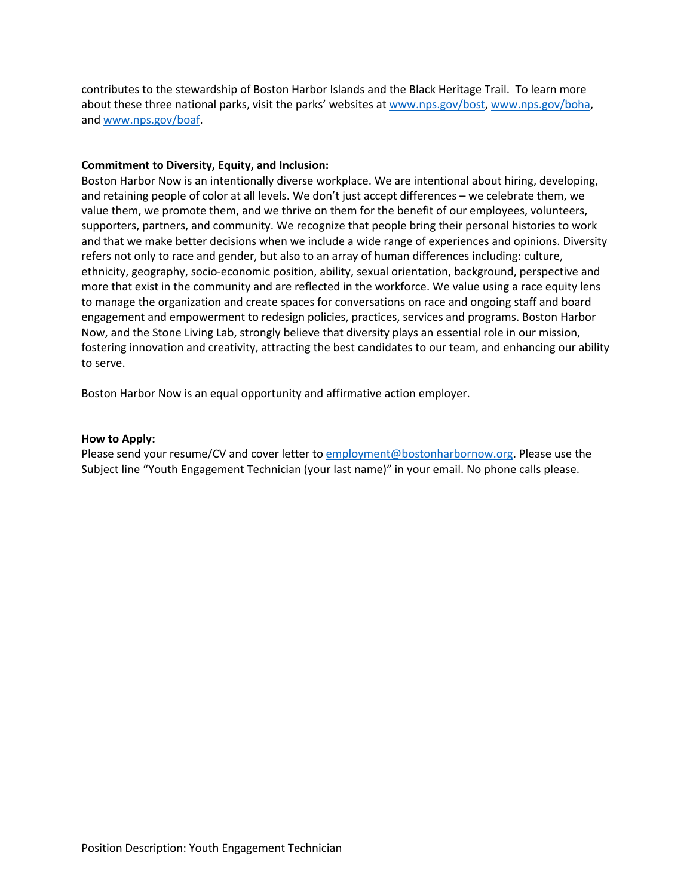contributes to the stewardship of Boston Harbor Islands and the Black Heritage Trail. To learn more about these three national parks, visit the parks' websites at www.nps.gov/bost, www.nps.gov/boha, and www.nps.gov/boaf.

**Commitment to Diversity, Equity, and Inclusion:**

Boston Harbor Now is an intentionally diverse workplace. We are intentional about hiring, developing, and retaining people of color at all levels. We don't just accept differences – we celebrate them, we value them, we promote them, and we thrive on them for the benefit of our employees, volunteers, supporters, partners, and community. We recognize that people bring their personal histories to work and that we make better decisions when we include a wide range of experiences and opinions. Diversity refers not only to race and gender, but also to an array of human differences including: culture, ethnicity, geography, socio-economic position, ability, sexual orientation, background, perspective and more that exist in the community and are reflected in the workforce. We value using a race equity lens to manage the organization and create spaces for conversations on race and ongoing staff and board engagement and empowerment to redesign policies, practices, services and programs. Boston Harbor Now, and the Stone Living Lab, strongly believe that diversity plays an essential role in our mission, fostering innovation and creativity, attracting the best candidates to our team, and enhancing our ability to serve.

Boston Harbor Now is an equal opportunity and affirmative action employer.

**How to Apply:**

Please send your resume/CV and cover letter to employment@bostonharbornow.org. Please use the Subject line "Youth Engagement Technician (your last name)" in your email. No phone calls please.